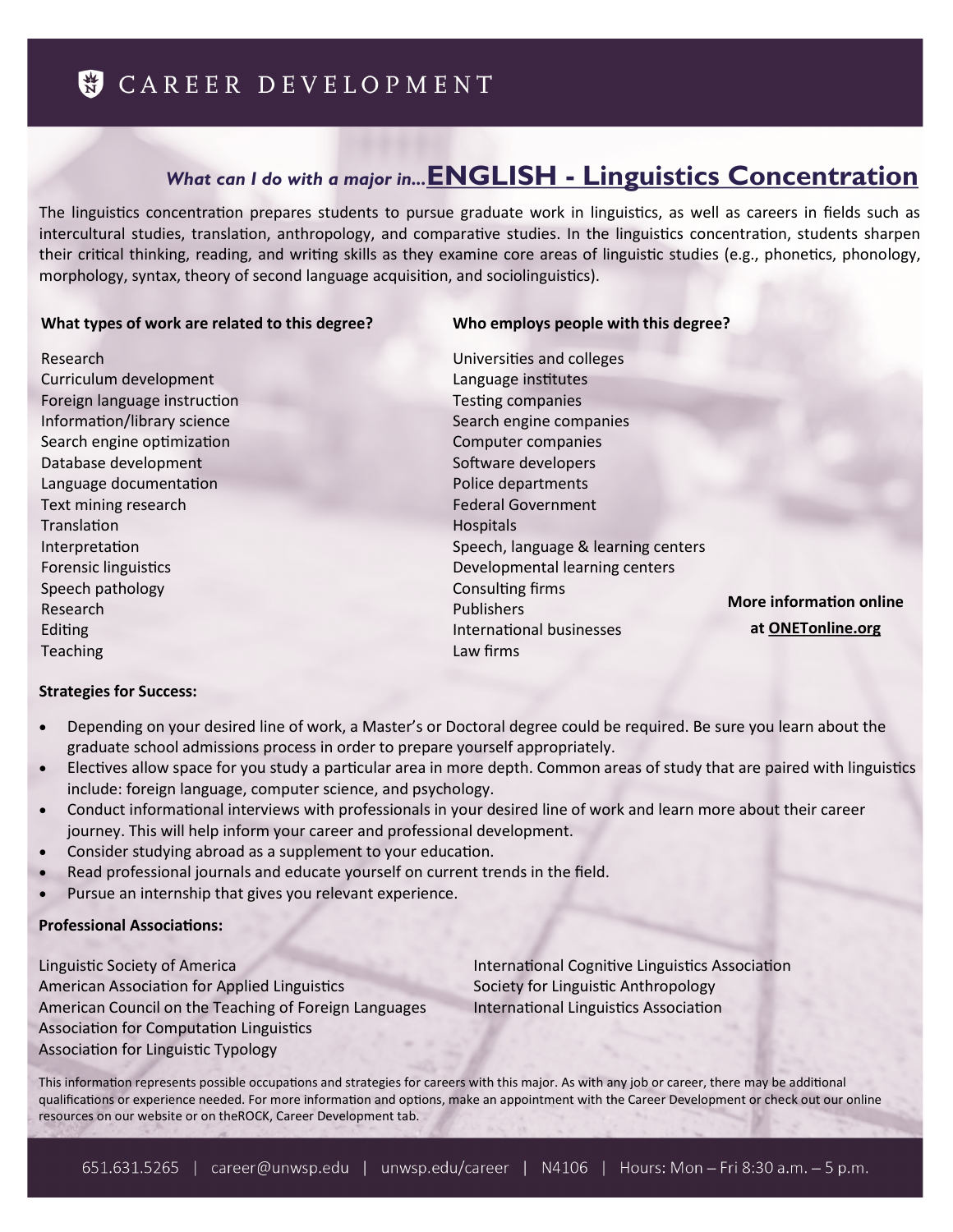# CAREER DEVELOPMENT

## *What can I do with a major in...* ENGLISH - Linguistics Concentration

The linguistics concentration prepares students to pursue graduate work in linguistics, as well as careers in fields such as intercultural studies, translation, anthropology, and comparative studies. In the linguistics concentration, students sharpen their critical thinking, reading, and writing skills as they examine core areas of linguistic studies (e.g., phonetics, phonology, morphology, syntax, theory of second language acquisition, and sociolinguistics).

**What types of work are related to this degree?**

Research
Curriculum development
Foreign language instruction
Information/library science
Search engine optimization
Database development
Language documentation
Text mining research
Translation
Interpretation
Forensic linguistics
Speech pathology
Research
Editing
Teaching

**Who employs people with this degree?**

Universities and colleges
Language institutes
Testing companies
Search engine companies
Computer companies
Software developers
Police departments
Federal Government
Hospitals
Speech, language & learning centers
Developmental learning centers
Consulting firms
Publishers
International businesses
Law firms

**More information online at ONETonline.org**

**Strategies for Success:**

- Depending on your desired line of work, a Master's or Doctoral degree could be required. Be sure you learn about the graduate school admissions process in order to prepare yourself appropriately.
- Electives allow space for you study a particular area in more depth. Common areas of study that are paired with linguistics include: foreign language, computer science, and psychology.
- Conduct informational interviews with professionals in your desired line of work and learn more about their career journey. This will help inform your career and professional development.
- Consider studying abroad as a supplement to your education.
- Read professional journals and educate yourself on current trends in the field.
- Pursue an internship that gives you relevant experience.

**Professional Associations:**

Linguistic Society of America
American Association for Applied Linguistics
American Council on the Teaching of Foreign Languages
Association for Computation Linguistics
Association for Linguistic Typology
International Cognitive Linguistics Association
Society for Linguistic Anthropology
International Linguistics Association

This information represents possible occupations and strategies for careers with this major. As with any job or career, there may be additional qualifications or experience needed. For more information and options, make an appointment with the Career Development or check out our online resources on our website or on theROCK, Career Development tab.

651.631.5265 | career@unwsp.edu | unwsp.edu/career | N4106 | Hours: Mon – Fri 8:30 a.m. – 5 p.m.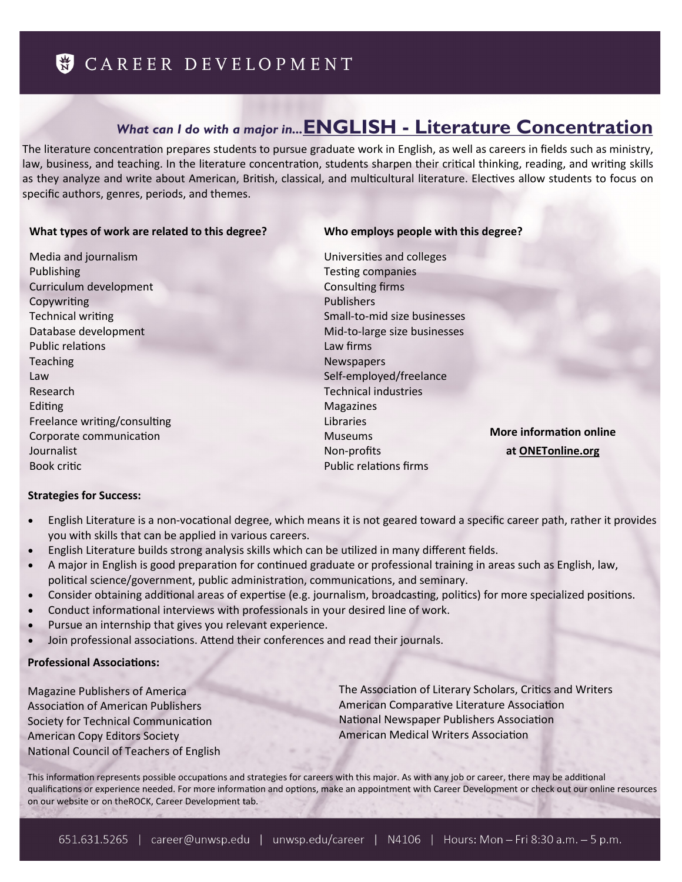# CAREER DEVELOPMENT

## *What can I do with a major in...* ENGLISH - Literature Concentration

The literature concentration prepares students to pursue graduate work in English, as well as careers in fields such as ministry, law, business, and teaching. In the literature concentration, students sharpen their critical thinking, reading, and writing skills as they analyze and write about American, British, classical, and multicultural literature. Electives allow students to focus on specific authors, genres, periods, and themes.

**What types of work are related to this degree?**

Media and journalism
Publishing
Curriculum development
Copywriting
Technical writing
Database development
Public relations
Teaching
Law
Research
Editing
Freelance writing/consulting
Corporate communication
Journalist
Book critic

**Who employs people with this degree?**

Universities and colleges
Testing companies
Consulting firms
Publishers
Small-to-mid size businesses
Mid-to-large size businesses
Law firms
Newspapers
Self-employed/freelance
Technical industries
Magazines
Libraries
Museums
Non-profits
Public relations firms

**More information online at ONETonline.org**

**Strategies for Success:**

- English Literature is a non-vocational degree, which means it is not geared toward a specific career path, rather it provides you with skills that can be applied in various careers.
- English Literature builds strong analysis skills which can be utilized in many different fields.
- A major in English is good preparation for continued graduate or professional training in areas such as English, law, political science/government, public administration, communications, and seminary.
- Consider obtaining additional areas of expertise (e.g. journalism, broadcasting, politics) for more specialized positions.
- Conduct informational interviews with professionals in your desired line of work.
- Pursue an internship that gives you relevant experience.
- Join professional associations. Attend their conferences and read their journals.

**Professional Associations:**

Magazine Publishers of America
Association of American Publishers
Society for Technical Communication
American Copy Editors Society
National Council of Teachers of English
The Association of Literary Scholars, Critics and Writers
American Comparative Literature Association
National Newspaper Publishers Association
American Medical Writers Association

This information represents possible occupations and strategies for careers with this major. As with any job or career, there may be additional qualifications or experience needed. For more information and options, make an appointment with Career Development or check out our online resources on our website or on theROCK, Career Development tab.

651.631.5265 | career@unwsp.edu | unwsp.edu/career | N4106 | Hours: Mon – Fri 8:30 a.m. – 5 p.m.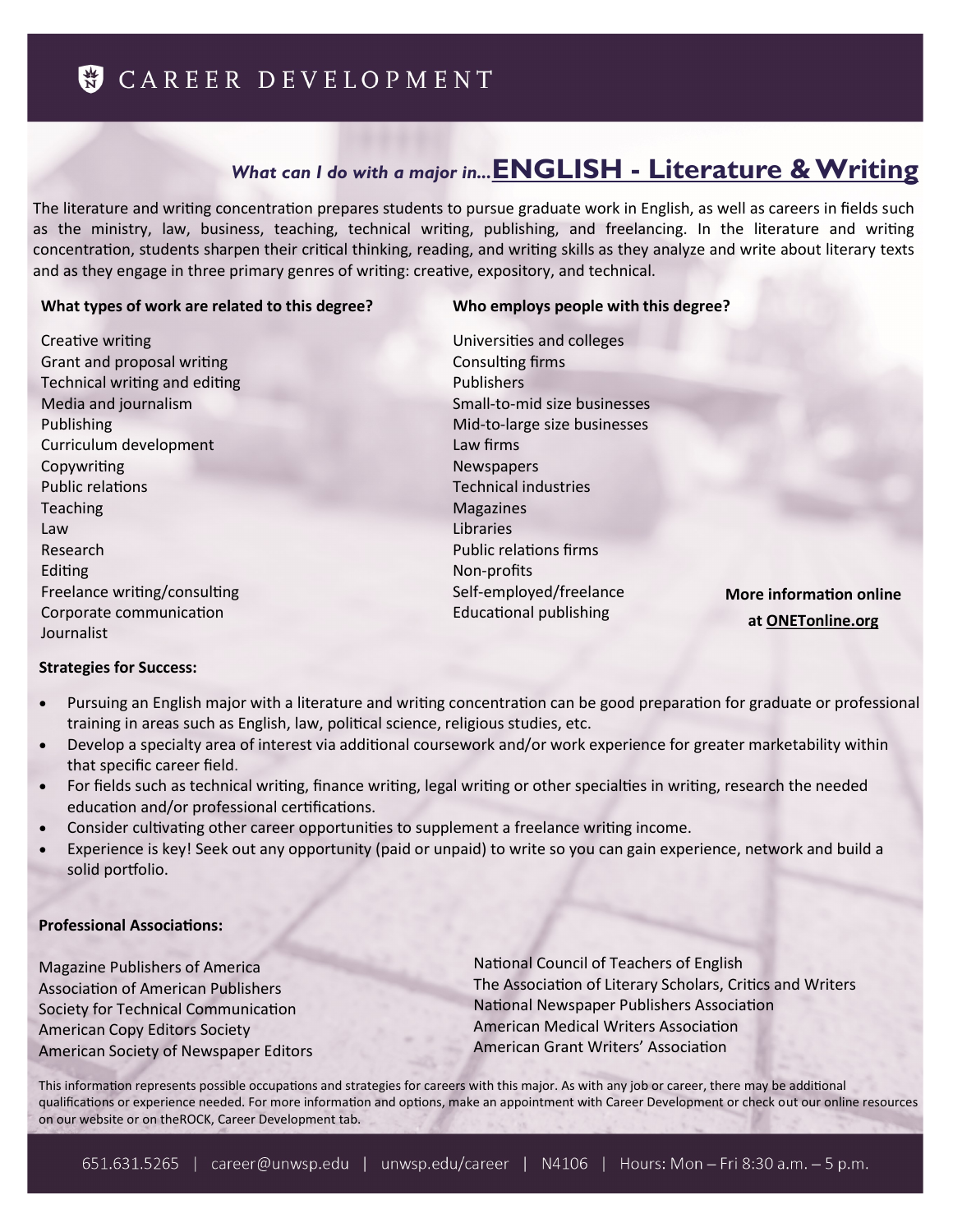# CAREER DEVELOPMENT

## *What can I do with a major in...* ENGLISH - Literature & Writing

The literature and writing concentration prepares students to pursue graduate work in English, as well as careers in fields such as the ministry, law, business, teaching, technical writing, publishing, and freelancing. In the literature and writing concentration, students sharpen their critical thinking, reading, and writing skills as they analyze and write about literary texts and as they engage in three primary genres of writing: creative, expository, and technical.

**What types of work are related to this degree?**

Creative writing
Grant and proposal writing
Technical writing and editing
Media and journalism
Publishing
Curriculum development
Copywriting
Public relations
Teaching
Law
Research
Editing
Freelance writing/consulting
Corporate communication
Journalist

**Who employs people with this degree?**

Universities and colleges
Consulting firms
Publishers
Small-to-mid size businesses
Mid-to-large size businesses
Law firms
Newspapers
Technical industries
Magazines
Libraries
Public relations firms
Non-profits
Self-employed/freelance
Educational publishing

**More information online at ONETonline.org**

**Strategies for Success:**

- Pursuing an English major with a literature and writing concentration can be good preparation for graduate or professional training in areas such as English, law, political science, religious studies, etc.
- Develop a specialty area of interest via additional coursework and/or work experience for greater marketability within that specific career field.
- For fields such as technical writing, finance writing, legal writing or other specialties in writing, research the needed education and/or professional certifications.
- Consider cultivating other career opportunities to supplement a freelance writing income.
- Experience is key! Seek out any opportunity (paid or unpaid) to write so you can gain experience, network and build a solid portfolio.

**Professional Associations:**

Magazine Publishers of America
Association of American Publishers
Society for Technical Communication
American Copy Editors Society
American Society of Newspaper Editors
National Council of Teachers of English
The Association of Literary Scholars, Critics and Writers
National Newspaper Publishers Association
American Medical Writers Association
American Grant Writers' Association

This information represents possible occupations and strategies for careers with this major. As with any job or career, there may be additional qualifications or experience needed. For more information and options, make an appointment with Career Development or check out our online resources on our website or on theROCK, Career Development tab.

651.631.5265 | career@unwsp.edu | unwsp.edu/career | N4106 | Hours: Mon – Fri 8:30 a.m. – 5 p.m.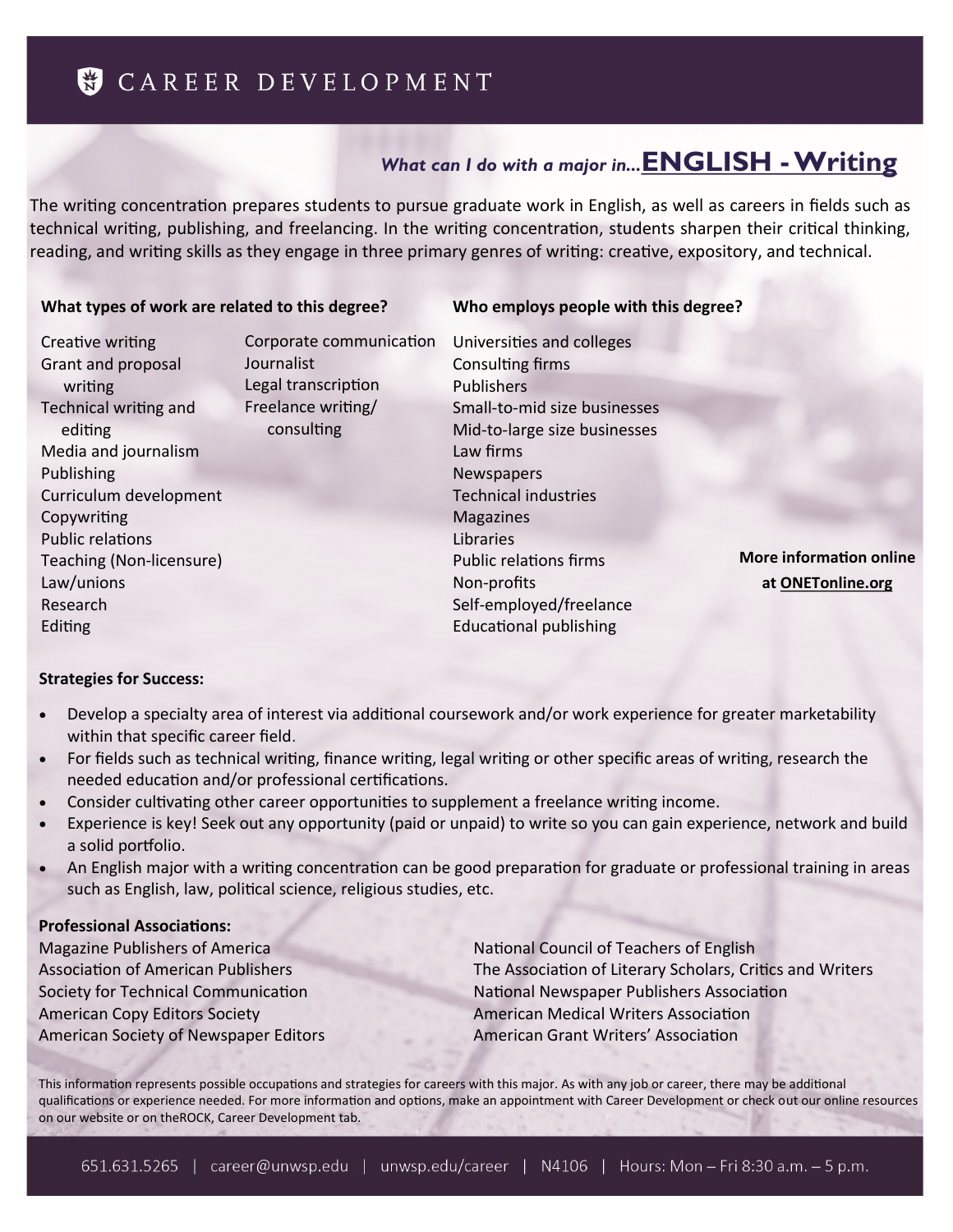CAREER DEVELOPMENT

## *What can I do with a major in...* ENGLISH - Writing

The writing concentration prepares students to pursue graduate work in English, as well as careers in fields such as technical writing, publishing, and freelancing. In the writing concentration, students sharpen their critical thinking, reading, and writing skills as they engage in three primary genres of writing: creative, expository, and technical.

**What types of work are related to this degree?**

- Creative writing
- Grant and proposal writing
- Technical writing and editing
- Media and journalism
- Publishing
- Curriculum development
- Copywriting
- Public relations
- Teaching (Non-licensure)
- Law/unions
- Research
- Editing
- Corporate communication
- Journalist
- Legal transcription
- Freelance writing/ consulting

**Who employs people with this degree?**

- Universities and colleges
- Consulting firms
- Publishers
- Small-to-mid size businesses
- Mid-to-large size businesses
- Law firms
- Newspapers
- Technical industries
- Magazines
- Libraries
- Public relations firms
- Non-profits
- Self-employed/freelance
- Educational publishing

**More information online at ONETonline.org**

**Strategies for Success:**

- Develop a specialty area of interest via additional coursework and/or work experience for greater marketability within that specific career field.
- For fields such as technical writing, finance writing, legal writing or other specific areas of writing, research the needed education and/or professional certifications.
- Consider cultivating other career opportunities to supplement a freelance writing income.
- Experience is key! Seek out any opportunity (paid or unpaid) to write so you can gain experience, network and build a solid portfolio.
- An English major with a writing concentration can be good preparation for graduate or professional training in areas such as English, law, political science, religious studies, etc.

**Professional Associations:**

- Magazine Publishers of America
- Association of American Publishers
- Society for Technical Communication
- American Copy Editors Society
- American Society of Newspaper Editors
- National Council of Teachers of English
- The Association of Literary Scholars, Critics and Writers
- National Newspaper Publishers Association
- American Medical Writers Association
- American Grant Writers' Association

This information represents possible occupations and strategies for careers with this major. As with any job or career, there may be additional qualifications or experience needed. For more information and options, make an appointment with Career Development or check out our online resources on our website or on theROCK, Career Development tab.

651.631.5265 | career@unwsp.edu | unwsp.edu/career | N4106 | Hours: Mon – Fri 8:30 a.m. – 5 p.m.